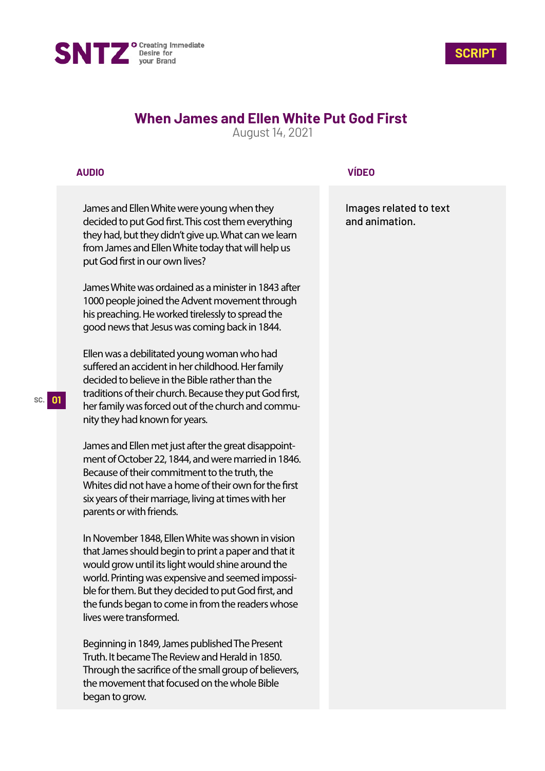**SNTZ** Creating Immediate Desire for your Brand

**SCRIPT**

# When James and Ellen White Put God First

August 14, 2021

| AUDIO | VÍDEO |
|---|---|
| James and Ellen White were young when they decided to put God first. This cost them everything they had, but they didn't give up. What can we learn from James and Ellen White today that will help us put God first in our own lives? | Images related to text and animation. |

**SC. 01**

James and Ellen White were young when they decided to put God first. This cost them everything they had, but they didn't give up. What can we learn from James and Ellen White today that will help us put God first in our own lives?

James White was ordained as a minister in 1843 after 1000 people joined the Advent movement through his preaching. He worked tirelessly to spread the good news that Jesus was coming back in 1844.

Ellen was a debilitated young woman who had suffered an accident in her childhood. Her family decided to believe in the Bible rather than the traditions of their church. Because they put God first, her family was forced out of the church and community they had known for years.

James and Ellen met just after the great disappointment of October 22, 1844, and were married in 1846. Because of their commitment to the truth, the Whites did not have a home of their own for the first six years of their marriage, living at times with her parents or with friends.

In November 1848, Ellen White was shown in vision that James should begin to print a paper and that it would grow until its light would shine around the world. Printing was expensive and seemed impossible for them. But they decided to put God first, and the funds began to come in from the readers whose lives were transformed.

Beginning in 1849, James published The Present Truth. It became The Review and Herald in 1850. Through the sacrifice of the small group of believers, the movement that focused on the whole Bible began to grow.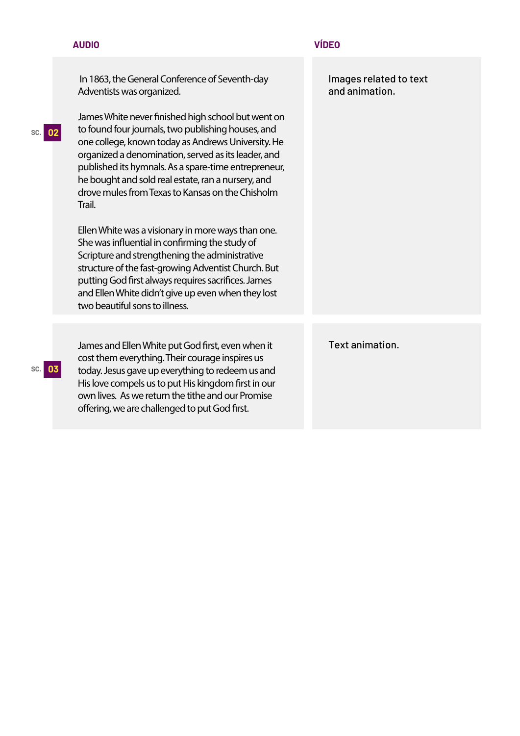| | AUDIO | VÍDEO |
| --- | --- | --- |
| SC. 02 | In 1863, the General Conference of Seventh-day Adventists was organized.<br><br>James White never finished high school but went on to found four journals, two publishing houses, and one college, known today as Andrews University. He organized a denomination, served as its leader, and published its hymnals. As a spare-time entrepreneur, he bought and sold real estate, ran a nursery, and drove mules from Texas to Kansas on the Chisholm Trail.<br><br>Ellen White was a visionary in more ways than one. She was influential in confirming the study of Scripture and strengthening the administrative structure of the fast-growing Adventist Church. But putting God first always requires sacrifices. James and Ellen White didn't give up even when they lost two beautiful sons to illness. | Images related to text and animation. |
| SC. 03 | James and Ellen White put God first, even when it cost them everything. Their courage inspires us today. Jesus gave up everything to redeem us and His love compels us to put His kingdom first in our own lives. As we return the tithe and our Promise offering, we are challenged to put God first. | Text animation. |